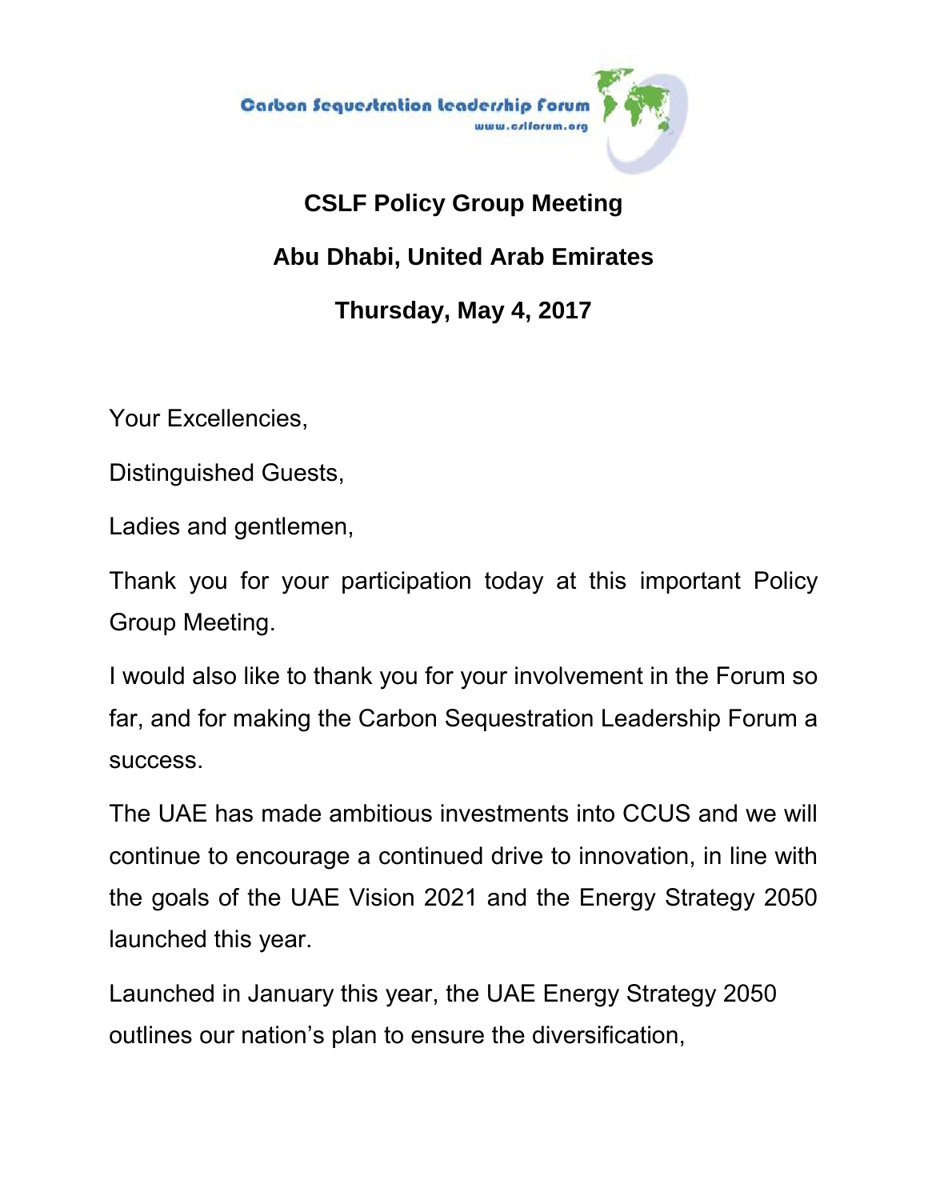Carbon Sequestration Leadership Forum
www.cslforum.org

# CSLF Policy Group Meeting

## Abu Dhabi, United Arab Emirates

## Thursday, May 4, 2017

Your Excellencies,

Distinguished Guests,

Ladies and gentlemen,

Thank you for your participation today at this important Policy Group Meeting.

I would also like to thank you for your involvement in the Forum so far, and for making the Carbon Sequestration Leadership Forum a success.

The UAE has made ambitious investments into CCUS and we will continue to encourage a continued drive to innovation, in line with the goals of the UAE Vision 2021 and the Energy Strategy 2050 launched this year.

Launched in January this year, the UAE Energy Strategy 2050 outlines our nation's plan to ensure the diversification,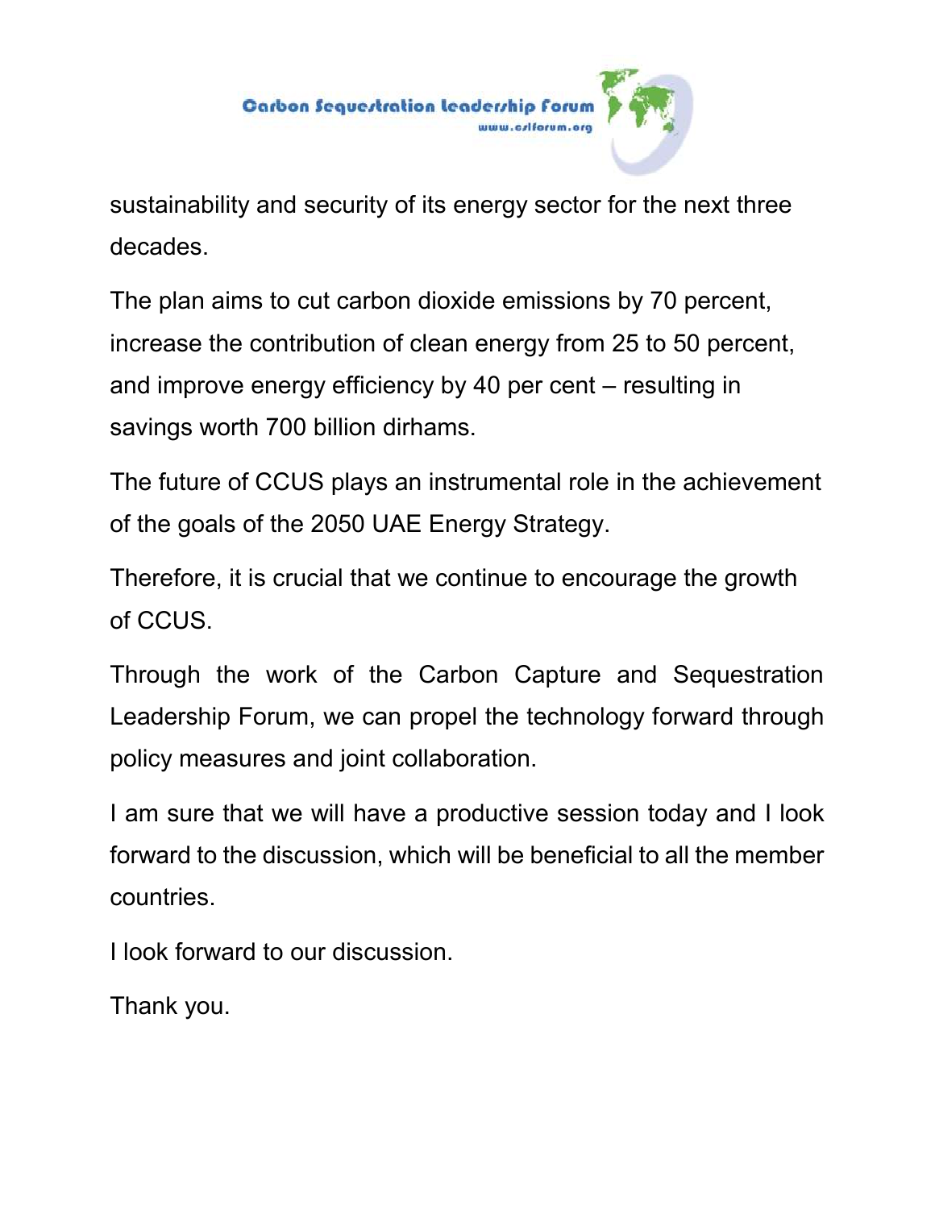sustainability and security of its energy sector for the next three decades.

The plan aims to cut carbon dioxide emissions by 70 percent, increase the contribution of clean energy from 25 to 50 percent, and improve energy efficiency by 40 per cent – resulting in savings worth 700 billion dirhams.

The future of CCUS plays an instrumental role in the achievement of the goals of the 2050 UAE Energy Strategy.

Therefore, it is crucial that we continue to encourage the growth of CCUS.

Through the work of the Carbon Capture and Sequestration Leadership Forum, we can propel the technology forward through policy measures and joint collaboration.

I am sure that we will have a productive session today and I look forward to the discussion, which will be beneficial to all the member countries.

I look forward to our discussion.

Thank you.